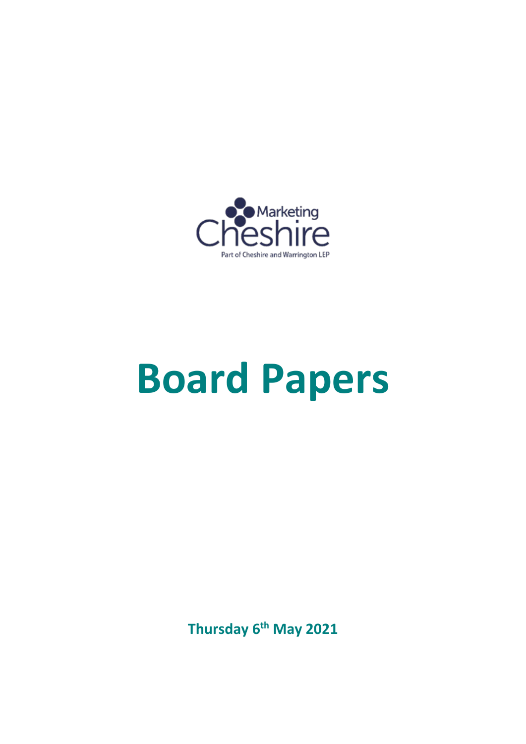Marketing Cheshire

Part of Cheshire and Warrington LEP

# Board Papers

**Thursday 6th May 2021**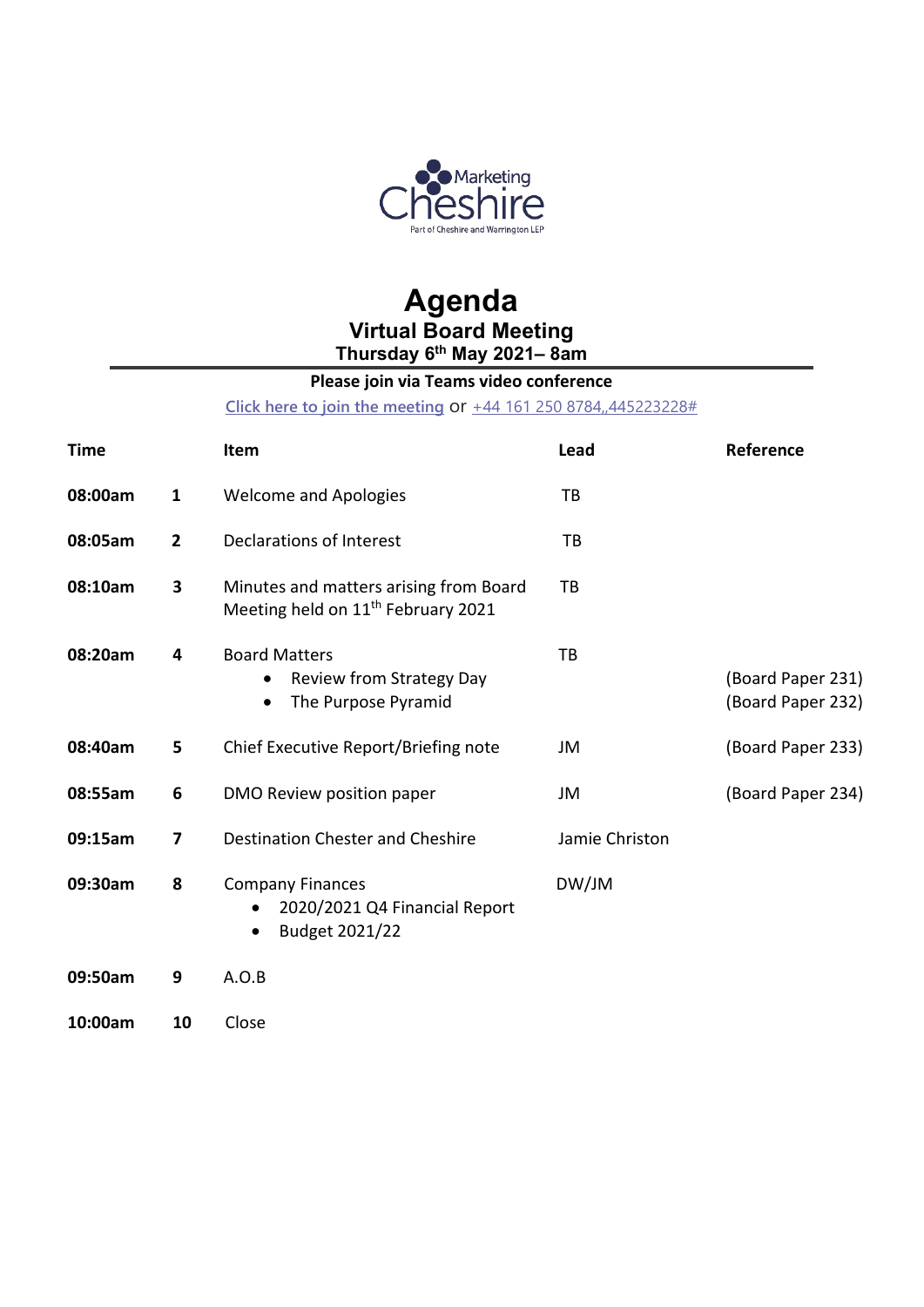Marketing Cheshire

Part of Cheshire and Warrington LEP

# Agenda

## Virtual Board Meeting

### Thursday 6th May 2021– 8am

**Please join via Teams video conference**

Click here to join the meeting or +44 161 250 8784,,445223228#

| Time | | Item | Lead | Reference |
| --- | --- | --- | --- | --- |
| **08:00am** | **1** | Welcome and Apologies | TB | |
| **08:05am** | **2** | Declarations of Interest | TB | |
| **08:10am** | **3** | Minutes and matters arising from Board Meeting held on 11th February 2021 | TB | |
| **08:20am** | **4** | Board Matters<br>• Review from Strategy Day<br>• The Purpose Pyramid | TB | <br>(Board Paper 231)<br>(Board Paper 232) |
| **08:40am** | **5** | Chief Executive Report/Briefing note | JM | (Board Paper 233) |
| **08:55am** | **6** | DMO Review position paper | JM | (Board Paper 234) |
| **09:15am** | **7** | Destination Chester and Cheshire | Jamie Christon | |
| **09:30am** | **8** | Company Finances<br>• 2020/2021 Q4 Financial Report<br>• Budget 2021/22 | DW/JM | |
| **09:50am** | **9** | A.O.B | | |
| **10:00am** | **10** | Close | | |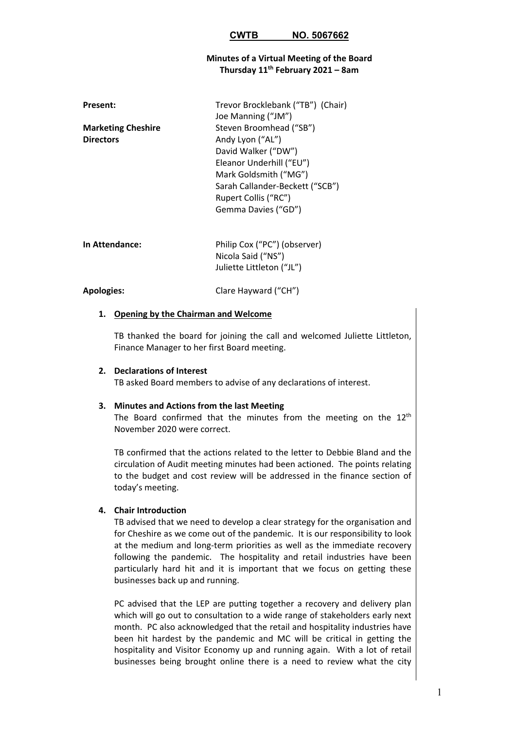**CWTB NO. 5067662**

**Minutes of a Virtual Meeting of the Board**
**Thursday 11th February 2021 – 8am**

| | |
|---|---|
| **Present:** | Trevor Brocklebank ("TB") (Chair) |
| | Joe Manning ("JM") |
| **Marketing Cheshire** | Steven Broomhead ("SB") |
| **Directors** | Andy Lyon ("AL") |
| | David Walker ("DW") |
| | Eleanor Underhill ("EU") |
| | Mark Goldsmith ("MG") |
| | Sarah Callander-Beckett ("SCB") |
| | Rupert Collis ("RC") |
| | Gemma Davies ("GD") |
| **In Attendance:** | Philip Cox ("PC") (observer) |
| | Nicola Said ("NS") |
| | Juliette Littleton ("JL") |
| **Apologies:** | Clare Hayward ("CH") |

1. **Opening by the Chairman and Welcome**

   TB thanked the board for joining the call and welcomed Juliette Littleton, Finance Manager to her first Board meeting.

2. **Declarations of Interest**

   TB asked Board members to advise of any declarations of interest.

3. **Minutes and Actions from the last Meeting**

   The Board confirmed that the minutes from the meeting on the 12th November 2020 were correct.

   TB confirmed that the actions related to the letter to Debbie Bland and the circulation of Audit meeting minutes had been actioned. The points relating to the budget and cost review will be addressed in the finance section of today's meeting.

4. **Chair Introduction**

   TB advised that we need to develop a clear strategy for the organisation and for Cheshire as we come out of the pandemic. It is our responsibility to look at the medium and long-term priorities as well as the immediate recovery following the pandemic. The hospitality and retail industries have been particularly hard hit and it is important that we focus on getting these businesses back up and running.

   PC advised that the LEP are putting together a recovery and delivery plan which will go out to consultation to a wide range of stakeholders early next month. PC also acknowledged that the retail and hospitality industries have been hit hardest by the pandemic and MC will be critical in getting the hospitality and Visitor Economy up and running again. With a lot of retail businesses being brought online there is a need to review what the city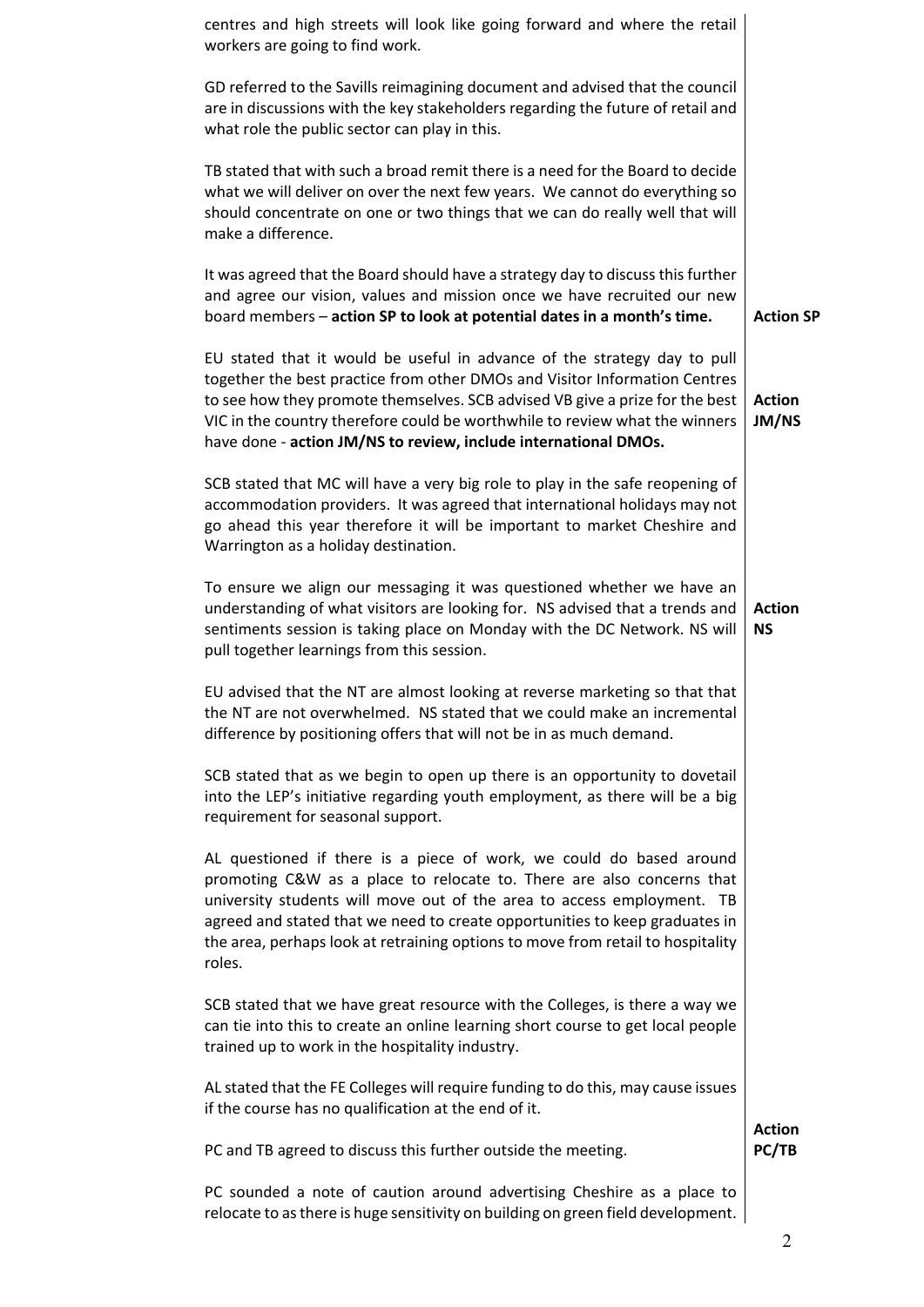centres and high streets will look like going forward and where the retail workers are going to find work.

GD referred to the Savills reimagining document and advised that the council are in discussions with the key stakeholders regarding the future of retail and what role the public sector can play in this.

TB stated that with such a broad remit there is a need for the Board to decide what we will deliver on over the next few years. We cannot do everything so should concentrate on one or two things that we can do really well that will make a difference.

It was agreed that the Board should have a strategy day to discuss this further and agree our vision, values and mission once we have recruited our new board members – **action SP to look at potential dates in a month's time.** — **Action SP**

EU stated that it would be useful in advance of the strategy day to pull together the best practice from other DMOs and Visitor Information Centres to see how they promote themselves. SCB advised VB give a prize for the best VIC in the country therefore could be worthwhile to review what the winners have done - **action JM/NS to review, include international DMOs.** — **Action JM/NS**

SCB stated that MC will have a very big role to play in the safe reopening of accommodation providers. It was agreed that international holidays may not go ahead this year therefore it will be important to market Cheshire and Warrington as a holiday destination.

To ensure we align our messaging it was questioned whether we have an understanding of what visitors are looking for. NS advised that a trends and sentiments session is taking place on Monday with the DC Network. NS will pull together learnings from this session. — **Action NS**

EU advised that the NT are almost looking at reverse marketing so that that the NT are not overwhelmed. NS stated that we could make an incremental difference by positioning offers that will not be in as much demand.

SCB stated that as we begin to open up there is an opportunity to dovetail into the LEP's initiative regarding youth employment, as there will be a big requirement for seasonal support.

AL questioned if there is a piece of work, we could do based around promoting C&W as a place to relocate to. There are also concerns that university students will move out of the area to access employment. TB agreed and stated that we need to create opportunities to keep graduates in the area, perhaps look at retraining options to move from retail to hospitality roles.

SCB stated that we have great resource with the Colleges, is there a way we can tie into this to create an online learning short course to get local people trained up to work in the hospitality industry.

AL stated that the FE Colleges will require funding to do this, may cause issues if the course has no qualification at the end of it.

PC and TB agreed to discuss this further outside the meeting. — **Action PC/TB**

PC sounded a note of caution around advertising Cheshire as a place to relocate to as there is huge sensitivity on building on green field development.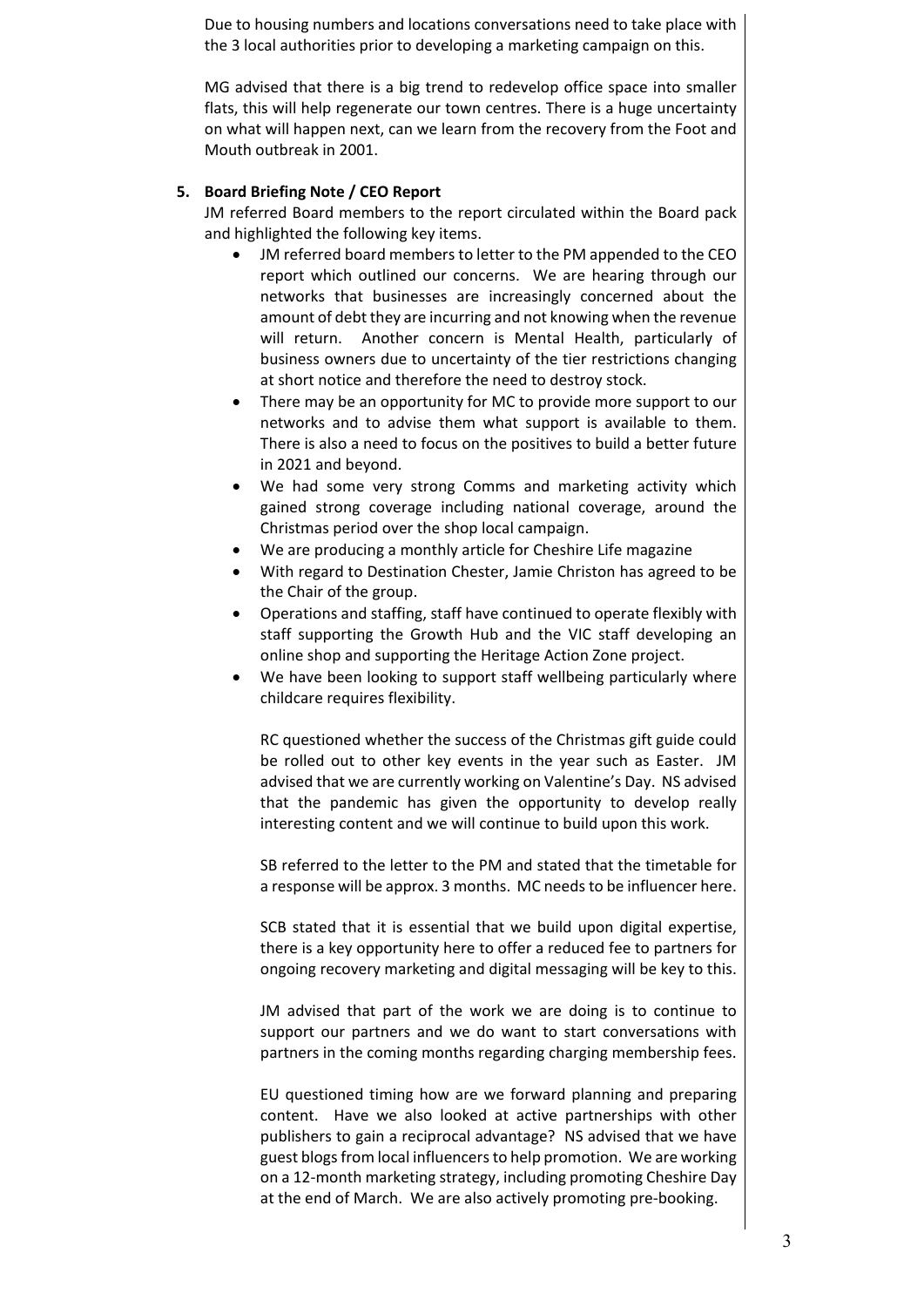Due to housing numbers and locations conversations need to take place with the 3 local authorities prior to developing a marketing campaign on this.

MG advised that there is a big trend to redevelop office space into smaller flats, this will help regenerate our town centres. There is a huge uncertainty on what will happen next, can we learn from the recovery from the Foot and Mouth outbreak in 2001.

## 5. Board Briefing Note / CEO Report

JM referred Board members to the report circulated within the Board pack and highlighted the following key items.

- JM referred board members to letter to the PM appended to the CEO report which outlined our concerns. We are hearing through our networks that businesses are increasingly concerned about the amount of debt they are incurring and not knowing when the revenue will return. Another concern is Mental Health, particularly of business owners due to uncertainty of the tier restrictions changing at short notice and therefore the need to destroy stock.
- There may be an opportunity for MC to provide more support to our networks and to advise them what support is available to them. There is also a need to focus on the positives to build a better future in 2021 and beyond.
- We had some very strong Comms and marketing activity which gained strong coverage including national coverage, around the Christmas period over the shop local campaign.
- We are producing a monthly article for Cheshire Life magazine
- With regard to Destination Chester, Jamie Christon has agreed to be the Chair of the group.
- Operations and staffing, staff have continued to operate flexibly with staff supporting the Growth Hub and the VIC staff developing an online shop and supporting the Heritage Action Zone project.
- We have been looking to support staff wellbeing particularly where childcare requires flexibility.

RC questioned whether the success of the Christmas gift guide could be rolled out to other key events in the year such as Easter. JM advised that we are currently working on Valentine's Day. NS advised that the pandemic has given the opportunity to develop really interesting content and we will continue to build upon this work.

SB referred to the letter to the PM and stated that the timetable for a response will be approx. 3 months. MC needs to be influencer here.

SCB stated that it is essential that we build upon digital expertise, there is a key opportunity here to offer a reduced fee to partners for ongoing recovery marketing and digital messaging will be key to this.

JM advised that part of the work we are doing is to continue to support our partners and we do want to start conversations with partners in the coming months regarding charging membership fees.

EU questioned timing how are we forward planning and preparing content. Have we also looked at active partnerships with other publishers to gain a reciprocal advantage? NS advised that we have guest blogs from local influencers to help promotion. We are working on a 12-month marketing strategy, including promoting Cheshire Day at the end of March. We are also actively promoting pre-booking.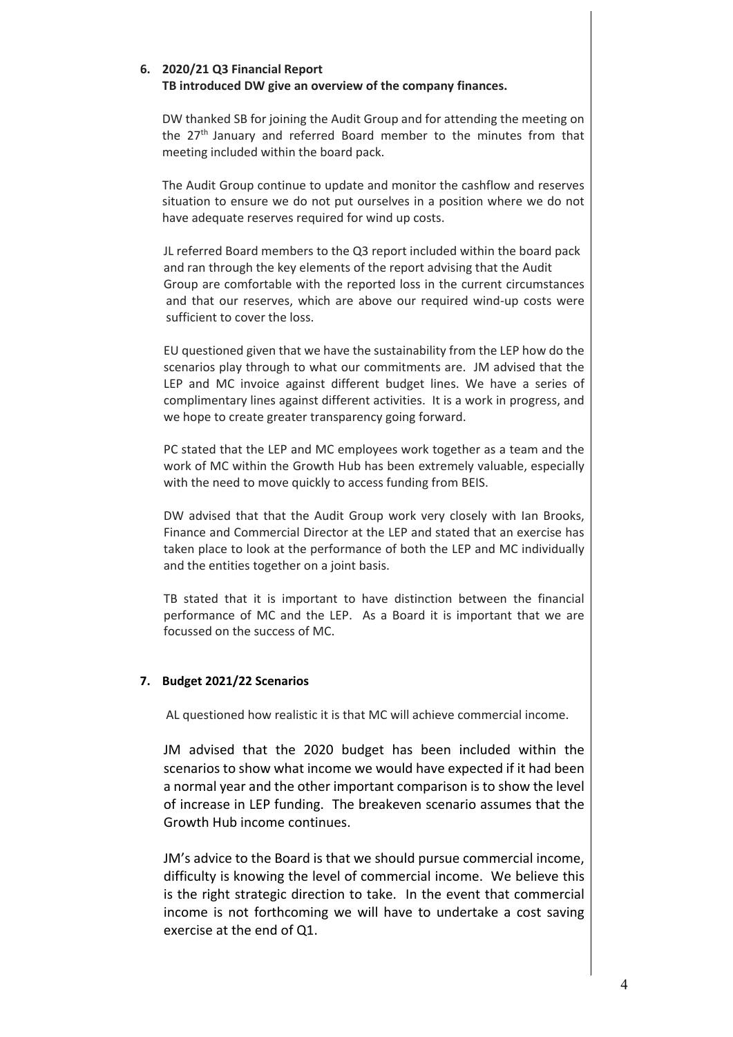## 6. 2020/21 Q3 Financial Report

**TB introduced DW give an overview of the company finances.**

DW thanked SB for joining the Audit Group and for attending the meeting on the 27th January and referred Board member to the minutes from that meeting included within the board pack.

The Audit Group continue to update and monitor the cashflow and reserves situation to ensure we do not put ourselves in a position where we do not have adequate reserves required for wind up costs.

JL referred Board members to the Q3 report included within the board pack and ran through the key elements of the report advising that the Audit Group are comfortable with the reported loss in the current circumstances and that our reserves, which are above our required wind-up costs were sufficient to cover the loss.

EU questioned given that we have the sustainability from the LEP how do the scenarios play through to what our commitments are. JM advised that the LEP and MC invoice against different budget lines. We have a series of complimentary lines against different activities. It is a work in progress, and we hope to create greater transparency going forward.

PC stated that the LEP and MC employees work together as a team and the work of MC within the Growth Hub has been extremely valuable, especially with the need to move quickly to access funding from BEIS.

DW advised that that the Audit Group work very closely with Ian Brooks, Finance and Commercial Director at the LEP and stated that an exercise has taken place to look at the performance of both the LEP and MC individually and the entities together on a joint basis.

TB stated that it is important to have distinction between the financial performance of MC and the LEP. As a Board it is important that we are focussed on the success of MC.

## 7. Budget 2021/22 Scenarios

AL questioned how realistic it is that MC will achieve commercial income.

JM advised that the 2020 budget has been included within the scenarios to show what income we would have expected if it had been a normal year and the other important comparison is to show the level of increase in LEP funding. The breakeven scenario assumes that the Growth Hub income continues.

JM's advice to the Board is that we should pursue commercial income, difficulty is knowing the level of commercial income. We believe this is the right strategic direction to take. In the event that commercial income is not forthcoming we will have to undertake a cost saving exercise at the end of Q1.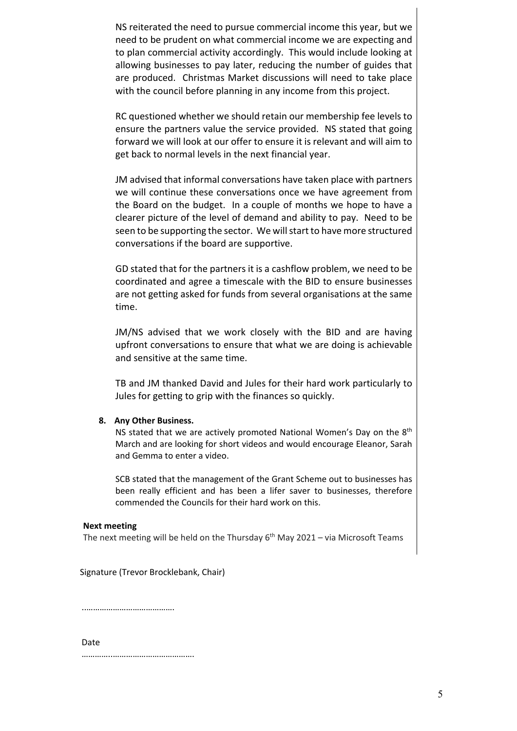NS reiterated the need to pursue commercial income this year, but we need to be prudent on what commercial income we are expecting and to plan commercial activity accordingly. This would include looking at allowing businesses to pay later, reducing the number of guides that are produced. Christmas Market discussions will need to take place with the council before planning in any income from this project.

RC questioned whether we should retain our membership fee levels to ensure the partners value the service provided. NS stated that going forward we will look at our offer to ensure it is relevant and will aim to get back to normal levels in the next financial year.

JM advised that informal conversations have taken place with partners we will continue these conversations once we have agreement from the Board on the budget. In a couple of months we hope to have a clearer picture of the level of demand and ability to pay. Need to be seen to be supporting the sector. We will start to have more structured conversations if the board are supportive.

GD stated that for the partners it is a cashflow problem, we need to be coordinated and agree a timescale with the BID to ensure businesses are not getting asked for funds from several organisations at the same time.

JM/NS advised that we work closely with the BID and are having upfront conversations to ensure that what we are doing is achievable and sensitive at the same time.

TB and JM thanked David and Jules for their hard work particularly to Jules for getting to grip with the finances so quickly.

**8. Any Other Business.**

NS stated that we are actively promoted National Women's Day on the 8th March and are looking for short videos and would encourage Eleanor, Sarah and Gemma to enter a video.

SCB stated that the management of the Grant Scheme out to businesses has been really efficient and has been a lifer saver to businesses, therefore commended the Councils for their hard work on this.

**Next meeting**

The next meeting will be held on the Thursday 6th May 2021 – via Microsoft Teams

Signature (Trevor Brocklebank, Chair)

………………………………….

Date

……………………………………………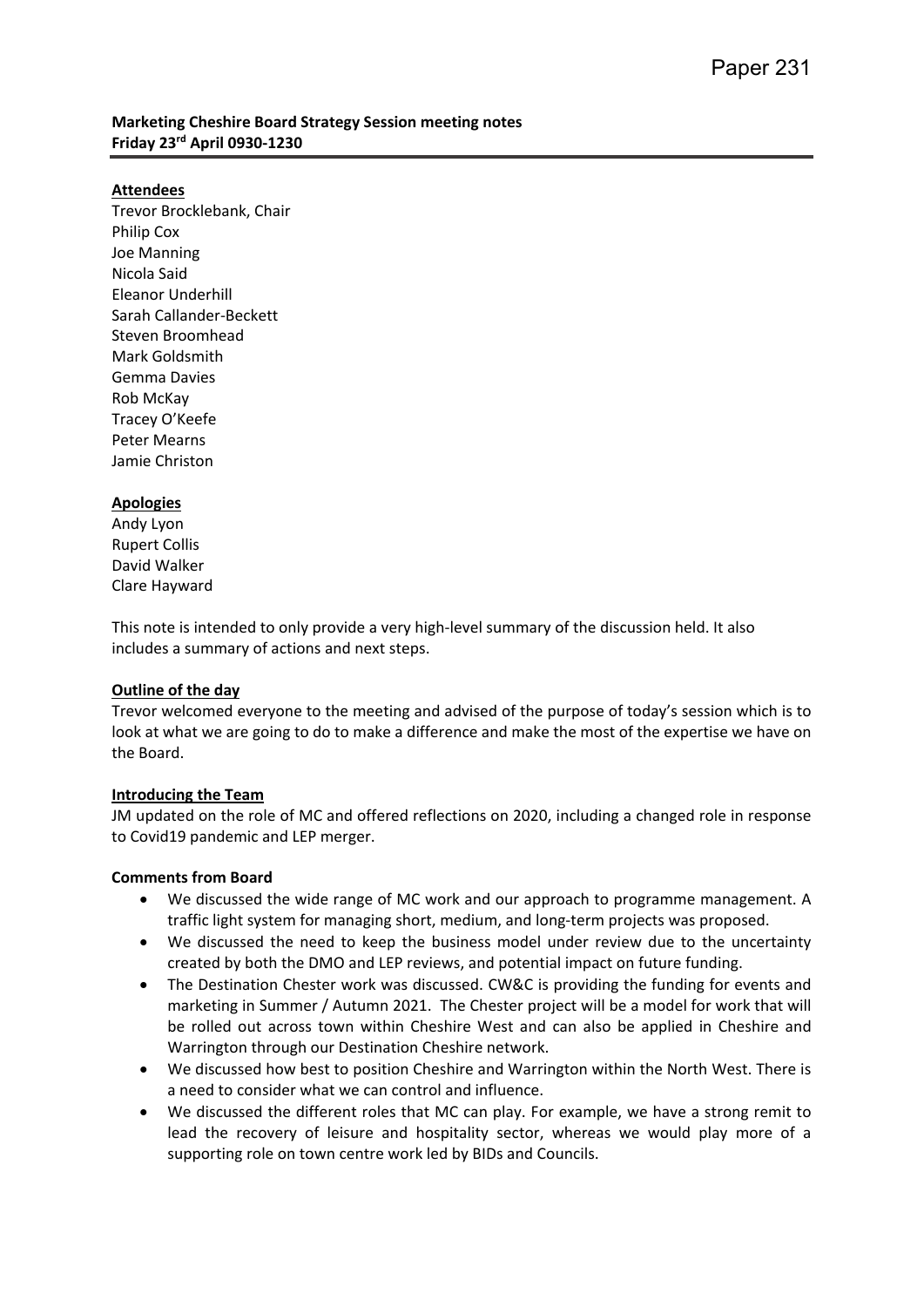Paper 231

**Marketing Cheshire Board Strategy Session meeting notes**
**Friday 23rd April 0930-1230**

**Attendees**

Trevor Brocklebank, Chair
Philip Cox
Joe Manning
Nicola Said
Eleanor Underhill
Sarah Callander-Beckett
Steven Broomhead
Mark Goldsmith
Gemma Davies
Rob McKay
Tracey O'Keefe
Peter Mearns
Jamie Christon

**Apologies**

Andy Lyon
Rupert Collis
David Walker
Clare Hayward

This note is intended to only provide a very high-level summary of the discussion held. It also includes a summary of actions and next steps.

**Outline of the day**

Trevor welcomed everyone to the meeting and advised of the purpose of today's session which is to look at what we are going to do to make a difference and make the most of the expertise we have on the Board.

**Introducing the Team**

JM updated on the role of MC and offered reflections on 2020, including a changed role in response to Covid19 pandemic and LEP merger.

**Comments from Board**

- We discussed the wide range of MC work and our approach to programme management. A traffic light system for managing short, medium, and long-term projects was proposed.
- We discussed the need to keep the business model under review due to the uncertainty created by both the DMO and LEP reviews, and potential impact on future funding.
- The Destination Chester work was discussed. CW&C is providing the funding for events and marketing in Summer / Autumn 2021. The Chester project will be a model for work that will be rolled out across town within Cheshire West and can also be applied in Cheshire and Warrington through our Destination Cheshire network.
- We discussed how best to position Cheshire and Warrington within the North West. There is a need to consider what we can control and influence.
- We discussed the different roles that MC can play. For example, we have a strong remit to lead the recovery of leisure and hospitality sector, whereas we would play more of a supporting role on town centre work led by BIDs and Councils.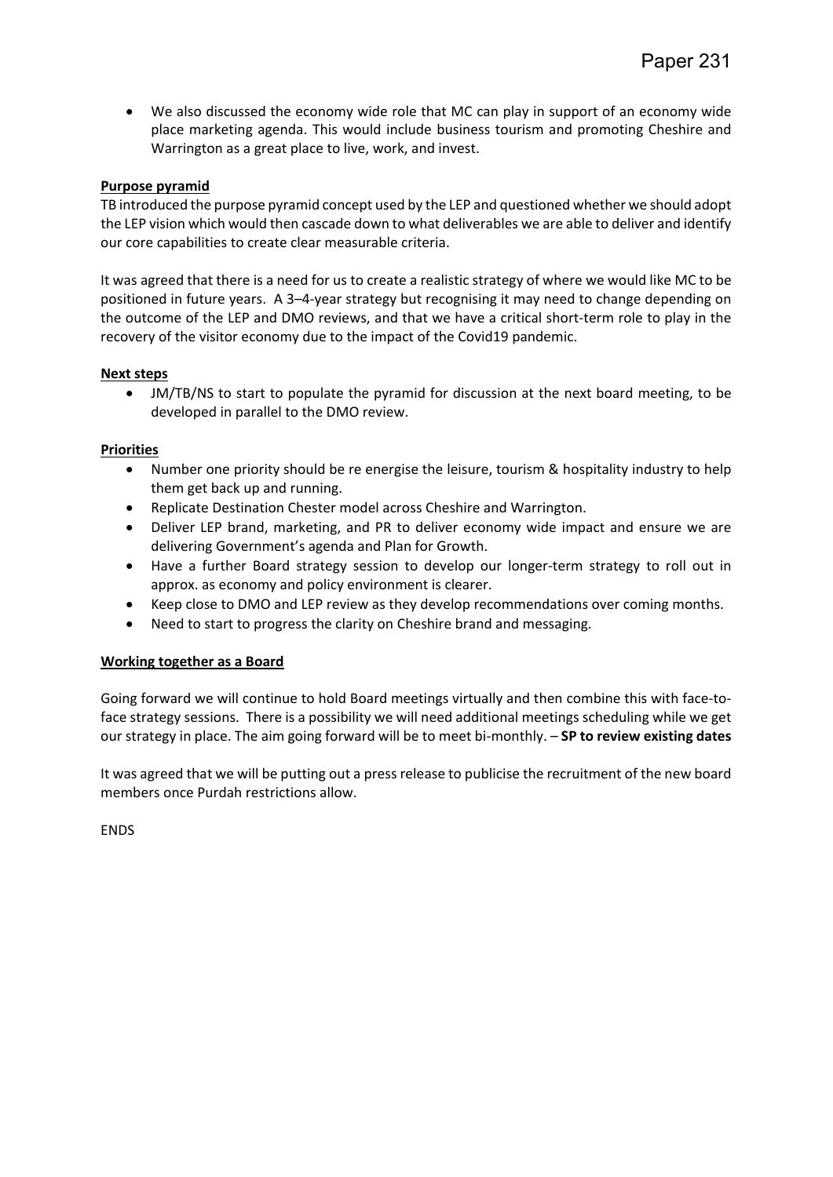- We also discussed the economy wide role that MC can play in support of an economy wide place marketing agenda. This would include business tourism and promoting Cheshire and Warrington as a great place to live, work, and invest.

**Purpose pyramid**

TB introduced the purpose pyramid concept used by the LEP and questioned whether we should adopt the LEP vision which would then cascade down to what deliverables we are able to deliver and identify our core capabilities to create clear measurable criteria.

It was agreed that there is a need for us to create a realistic strategy of where we would like MC to be positioned in future years. A 3–4-year strategy but recognising it may need to change depending on the outcome of the LEP and DMO reviews, and that we have a critical short-term role to play in the recovery of the visitor economy due to the impact of the Covid19 pandemic.

**Next steps**

- JM/TB/NS to start to populate the pyramid for discussion at the next board meeting, to be developed in parallel to the DMO review.

**Priorities**

- Number one priority should be re energise the leisure, tourism & hospitality industry to help them get back up and running.
- Replicate Destination Chester model across Cheshire and Warrington.
- Deliver LEP brand, marketing, and PR to deliver economy wide impact and ensure we are delivering Government's agenda and Plan for Growth.
- Have a further Board strategy session to develop our longer-term strategy to roll out in approx. as economy and policy environment is clearer.
- Keep close to DMO and LEP review as they develop recommendations over coming months.
- Need to start to progress the clarity on Cheshire brand and messaging.

**Working together as a Board**

Going forward we will continue to hold Board meetings virtually and then combine this with face-to-face strategy sessions. There is a possibility we will need additional meetings scheduling while we get our strategy in place. The aim going forward will be to meet bi-monthly. – **SP to review existing dates**

It was agreed that we will be putting out a press release to publicise the recruitment of the new board members once Purdah restrictions allow.

ENDS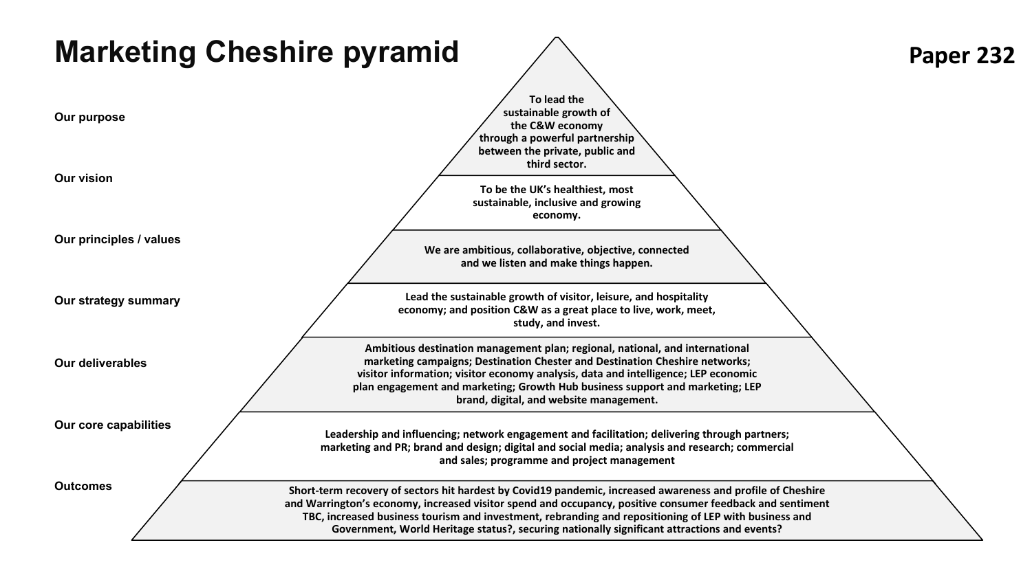# Marketing Cheshire pyramid

**Paper 232**

| Level | Content |
|---|---|
| Our purpose | To lead the sustainable growth of the C&W economy through a powerful partnership between the private, public and third sector. |
| Our vision | To be the UK's healthiest, most sustainable, inclusive and growing economy. |
| Our principles / values | We are ambitious, collaborative, objective, connected and we listen and make things happen. |
| Our strategy summary | Lead the sustainable growth of visitor, leisure, and hospitality economy; and position C&W as a great place to live, work, meet, study, and invest. |
| Our deliverables | Ambitious destination management plan; regional, national, and international marketing campaigns; Destination Chester and Destination Cheshire networks; visitor information; visitor economy analysis, data and intelligence; LEP economic plan engagement and marketing; Growth Hub business support and marketing; LEP brand, digital, and website management. |
| Our core capabilities | Leadership and influencing; network engagement and facilitation; delivering through partners; marketing and PR; brand and design; digital and social media; analysis and research; commercial and sales; programme and project management |
| Outcomes | Short-term recovery of sectors hit hardest by Covid19 pandemic, increased awareness and profile of Cheshire and Warrington's economy, increased visitor spend and occupancy, positive consumer feedback and sentiment TBC, increased business tourism and investment, rebranding and repositioning of LEP with business and Government, World Heritage status?, securing nationally significant attractions and events? |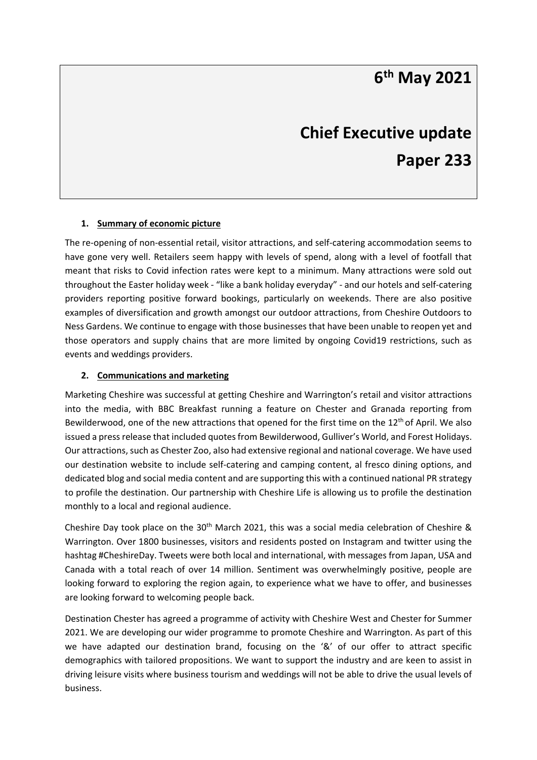# 6th May 2021

# Chief Executive update

# Paper 233

## 1. Summary of economic picture

The re-opening of non-essential retail, visitor attractions, and self-catering accommodation seems to have gone very well. Retailers seem happy with levels of spend, along with a level of footfall that meant that risks to Covid infection rates were kept to a minimum. Many attractions were sold out throughout the Easter holiday week - "like a bank holiday everyday" - and our hotels and self-catering providers reporting positive forward bookings, particularly on weekends. There are also positive examples of diversification and growth amongst our outdoor attractions, from Cheshire Outdoors to Ness Gardens. We continue to engage with those businesses that have been unable to reopen yet and those operators and supply chains that are more limited by ongoing Covid19 restrictions, such as events and weddings providers.

## 2. Communications and marketing

Marketing Cheshire was successful at getting Cheshire and Warrington's retail and visitor attractions into the media, with BBC Breakfast running a feature on Chester and Granada reporting from Bewilderwood, one of the new attractions that opened for the first time on the 12th of April. We also issued a press release that included quotes from Bewilderwood, Gulliver's World, and Forest Holidays. Our attractions, such as Chester Zoo, also had extensive regional and national coverage. We have used our destination website to include self-catering and camping content, al fresco dining options, and dedicated blog and social media content and are supporting this with a continued national PR strategy to profile the destination. Our partnership with Cheshire Life is allowing us to profile the destination monthly to a local and regional audience.

Cheshire Day took place on the 30th March 2021, this was a social media celebration of Cheshire & Warrington. Over 1800 businesses, visitors and residents posted on Instagram and twitter using the hashtag #CheshireDay. Tweets were both local and international, with messages from Japan, USA and Canada with a total reach of over 14 million. Sentiment was overwhelmingly positive, people are looking forward to exploring the region again, to experience what we have to offer, and businesses are looking forward to welcoming people back.

Destination Chester has agreed a programme of activity with Cheshire West and Chester for Summer 2021. We are developing our wider programme to promote Cheshire and Warrington. As part of this we have adapted our destination brand, focusing on the '&' of our offer to attract specific demographics with tailored propositions. We want to support the industry and are keen to assist in driving leisure visits where business tourism and weddings will not be able to drive the usual levels of business.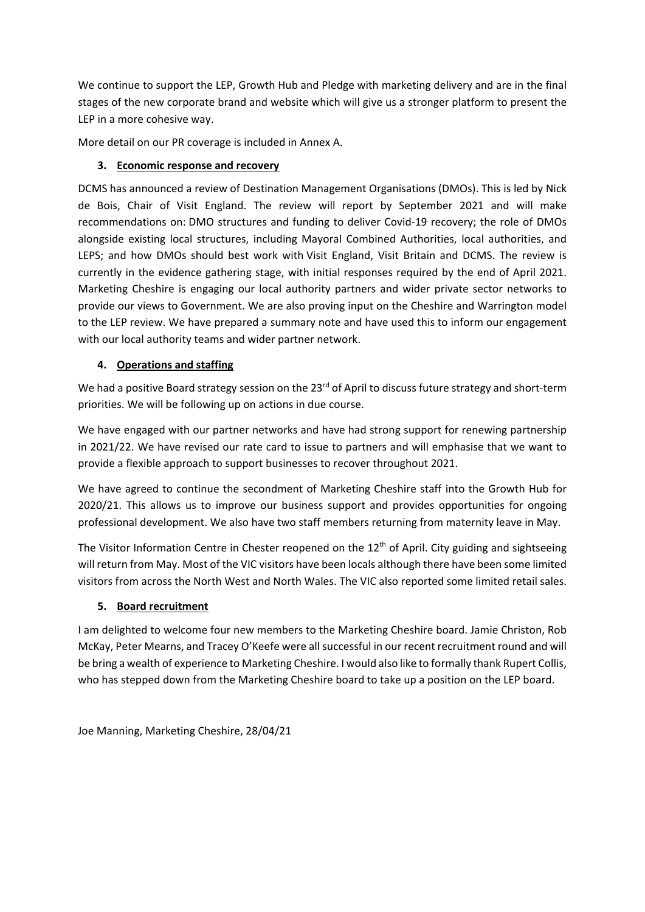We continue to support the LEP, Growth Hub and Pledge with marketing delivery and are in the final stages of the new corporate brand and website which will give us a stronger platform to present the LEP in a more cohesive way.

More detail on our PR coverage is included in Annex A.

### 3. Economic response and recovery

DCMS has announced a review of Destination Management Organisations (DMOs). This is led by Nick de Bois, Chair of Visit England. The review will report by September 2021 and will make recommendations on: DMO structures and funding to deliver Covid-19 recovery; the role of DMOs alongside existing local structures, including Mayoral Combined Authorities, local authorities, and LEPS; and how DMOs should best work with Visit England, Visit Britain and DCMS. The review is currently in the evidence gathering stage, with initial responses required by the end of April 2021. Marketing Cheshire is engaging our local authority partners and wider private sector networks to provide our views to Government. We are also proving input on the Cheshire and Warrington model to the LEP review. We have prepared a summary note and have used this to inform our engagement with our local authority teams and wider partner network.

### 4. Operations and staffing

We had a positive Board strategy session on the 23rd of April to discuss future strategy and short-term priorities. We will be following up on actions in due course.

We have engaged with our partner networks and have had strong support for renewing partnership in 2021/22. We have revised our rate card to issue to partners and will emphasise that we want to provide a flexible approach to support businesses to recover throughout 2021.

We have agreed to continue the secondment of Marketing Cheshire staff into the Growth Hub for 2020/21. This allows us to improve our business support and provides opportunities for ongoing professional development. We also have two staff members returning from maternity leave in May.

The Visitor Information Centre in Chester reopened on the 12th of April. City guiding and sightseeing will return from May. Most of the VIC visitors have been locals although there have been some limited visitors from across the North West and North Wales. The VIC also reported some limited retail sales.

### 5. Board recruitment

I am delighted to welcome four new members to the Marketing Cheshire board. Jamie Christon, Rob McKay, Peter Mearns, and Tracey O'Keefe were all successful in our recent recruitment round and will be bring a wealth of experience to Marketing Cheshire. I would also like to formally thank Rupert Collis, who has stepped down from the Marketing Cheshire board to take up a position on the LEP board.

Joe Manning, Marketing Cheshire, 28/04/21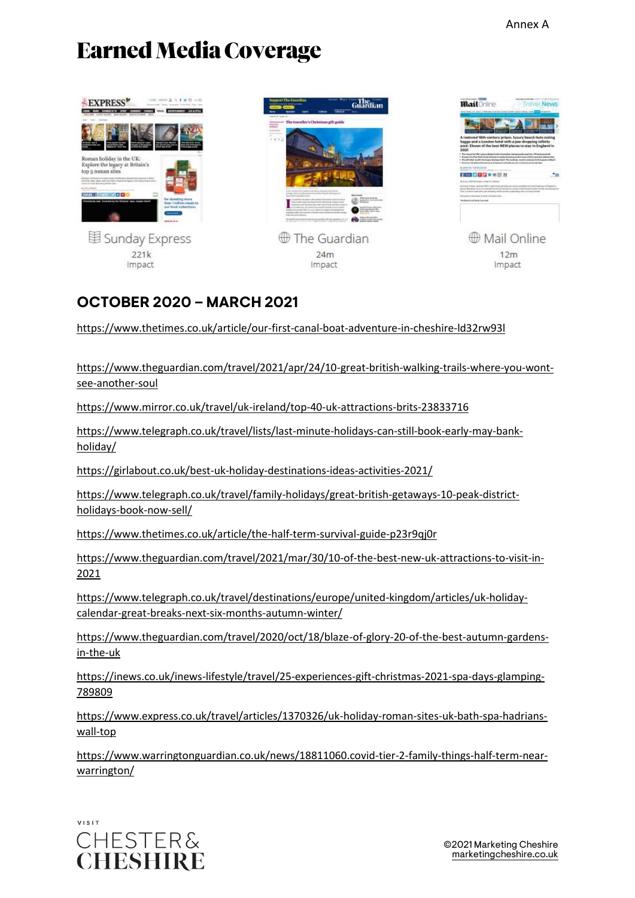Annex A

# Earned Media Coverage

Sunday Express
221k
Impact

The Guardian
24m
Impact

Mail Online
12m
Impact

## OCTOBER 2020 – MARCH 2021

https://www.thetimes.co.uk/article/our-first-canal-boat-adventure-in-cheshire-ld32rw93l

https://www.theguardian.com/travel/2021/apr/24/10-great-british-walking-trails-where-you-wont-see-another-soul

https://www.mirror.co.uk/travel/uk-ireland/top-40-uk-attractions-brits-23833716

https://www.telegraph.co.uk/travel/lists/last-minute-holidays-can-still-book-early-may-bank-holiday/

https://girlabout.co.uk/best-uk-holiday-destinations-ideas-activities-2021/

https://www.telegraph.co.uk/travel/family-holidays/great-british-getaways-10-peak-district-holidays-book-now-sell/

https://www.thetimes.co.uk/article/the-half-term-survival-guide-p23r9qj0r

https://www.theguardian.com/travel/2021/mar/30/10-of-the-best-new-uk-attractions-to-visit-in-2021

https://www.telegraph.co.uk/travel/destinations/europe/united-kingdom/articles/uk-holiday-calendar-great-breaks-next-six-months-autumn-winter/

https://www.theguardian.com/travel/2020/oct/18/blaze-of-glory-20-of-the-best-autumn-gardens-in-the-uk

https://inews.co.uk/inews-lifestyle/travel/25-experiences-gift-christmas-2021-spa-days-glamping-789809

https://www.express.co.uk/travel/articles/1370326/uk-holiday-roman-sites-uk-bath-spa-hadrians-wall-top

https://www.warringtonguardian.co.uk/news/18811060.covid-tier-2-family-things-half-term-near-warrington/

VISIT CHESTER & CHESHIRE

©2021 Marketing Cheshire
marketingcheshire.co.uk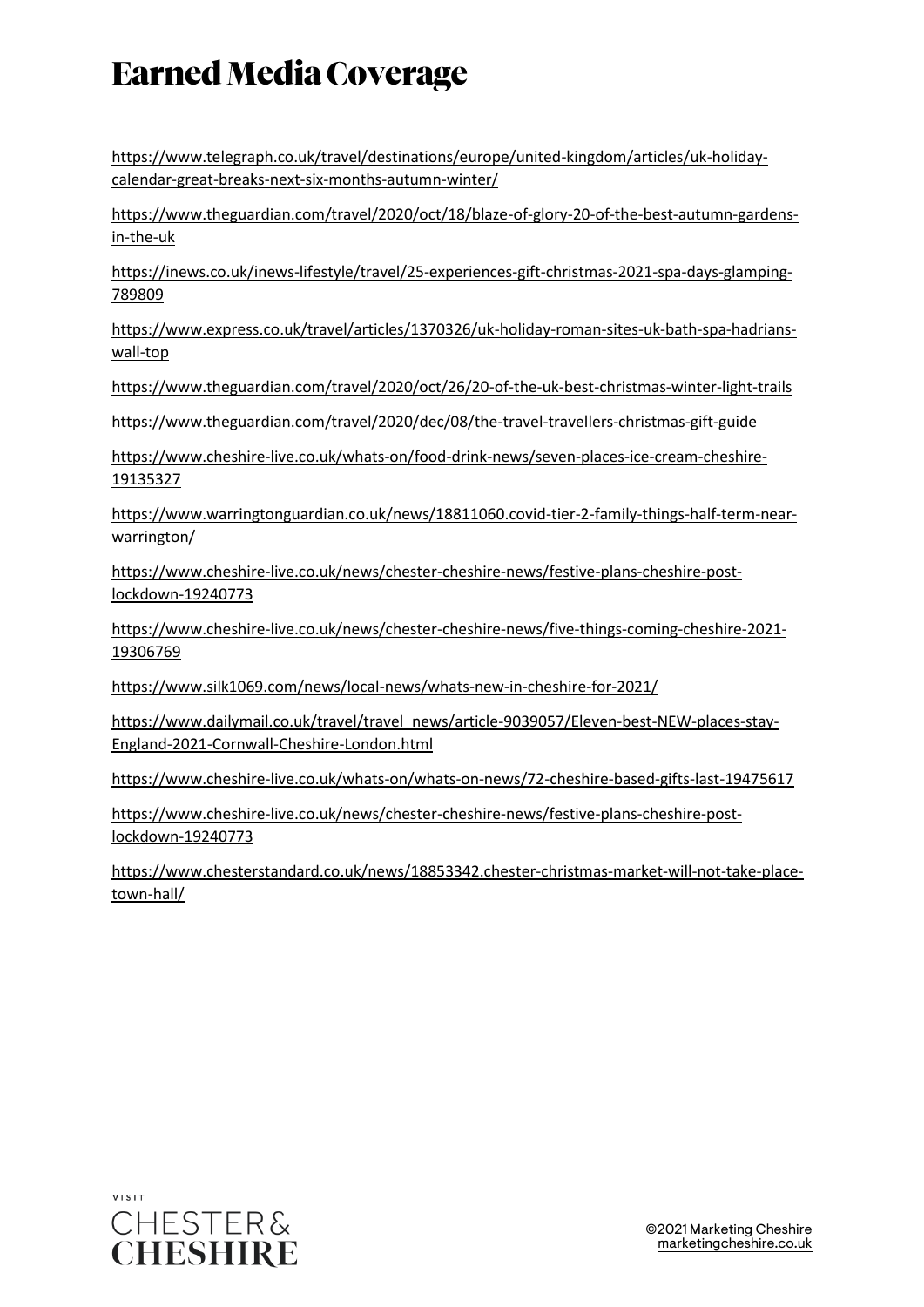# Earned Media Coverage

https://www.telegraph.co.uk/travel/destinations/europe/united-kingdom/articles/uk-holiday-calendar-great-breaks-next-six-months-autumn-winter/

https://www.theguardian.com/travel/2020/oct/18/blaze-of-glory-20-of-the-best-autumn-gardens-in-the-uk

https://inews.co.uk/inews-lifestyle/travel/25-experiences-gift-christmas-2021-spa-days-glamping-789809

https://www.express.co.uk/travel/articles/1370326/uk-holiday-roman-sites-uk-bath-spa-hadrians-wall-top

https://www.theguardian.com/travel/2020/oct/26/20-of-the-uk-best-christmas-winter-light-trails

https://www.theguardian.com/travel/2020/dec/08/the-travel-travellers-christmas-gift-guide

https://www.cheshire-live.co.uk/whats-on/food-drink-news/seven-places-ice-cream-cheshire-19135327

https://www.warringtonguardian.co.uk/news/18811060.covid-tier-2-family-things-half-term-near-warrington/

https://www.cheshire-live.co.uk/news/chester-cheshire-news/festive-plans-cheshire-post-lockdown-19240773

https://www.cheshire-live.co.uk/news/chester-cheshire-news/five-things-coming-cheshire-2021-19306769

https://www.silk1069.com/news/local-news/whats-new-in-cheshire-for-2021/

https://www.dailymail.co.uk/travel/travel_news/article-9039057/Eleven-best-NEW-places-stay-England-2021-Cornwall-Cheshire-London.html

https://www.cheshire-live.co.uk/whats-on/whats-on-news/72-cheshire-based-gifts-last-19475617

https://www.cheshire-live.co.uk/news/chester-cheshire-news/festive-plans-cheshire-post-lockdown-19240773

https://www.chesterstandard.co.uk/news/18853342.chester-christmas-market-will-not-take-place-town-hall/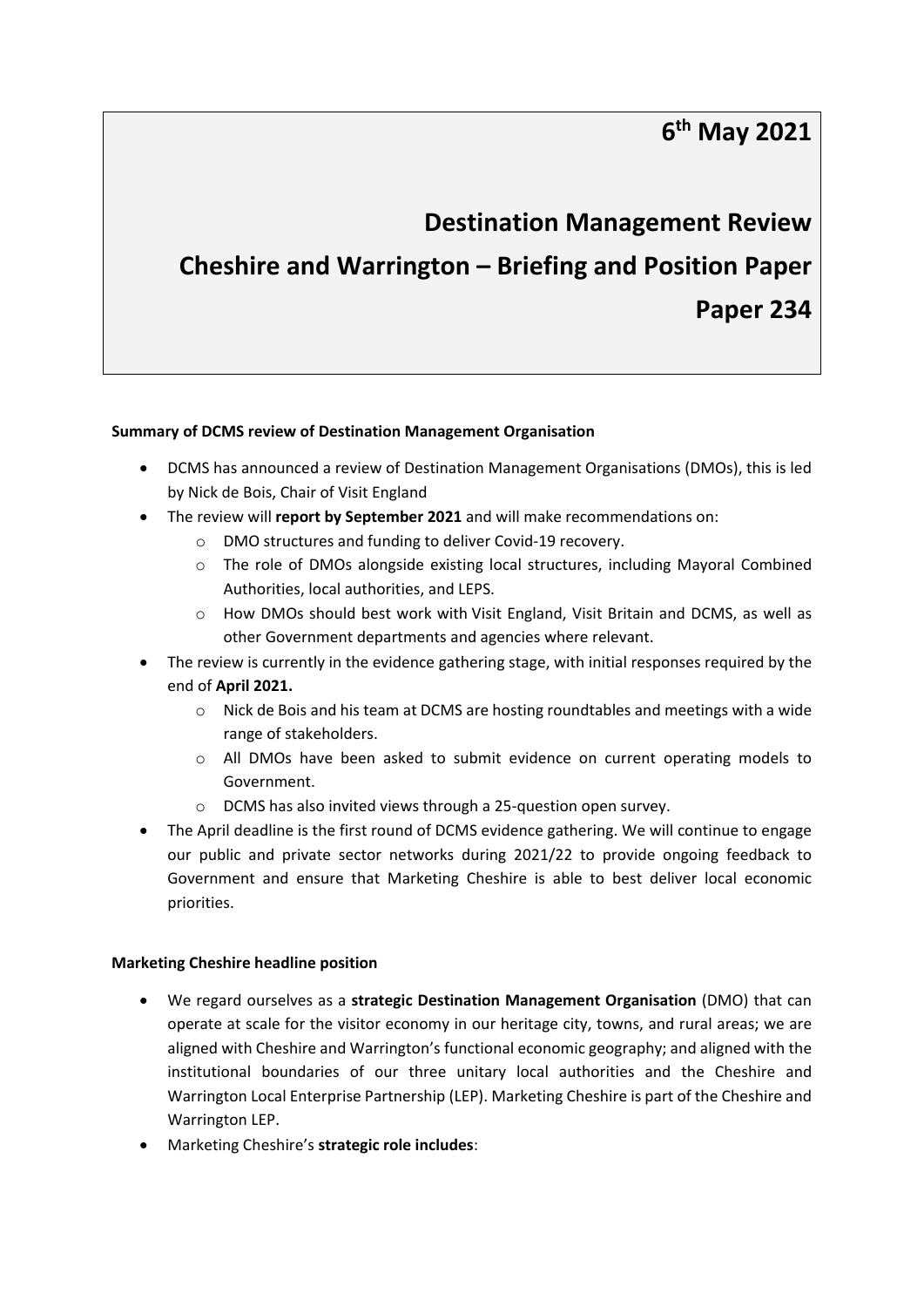# 6th May 2021

# Destination Management Review

# Cheshire and Warrington – Briefing and Position Paper

# Paper 234

**Summary of DCMS review of Destination Management Organisation**

- DCMS has announced a review of Destination Management Organisations (DMOs), this is led by Nick de Bois, Chair of Visit England
- The review will **report by September 2021** and will make recommendations on:
  - DMO structures and funding to deliver Covid-19 recovery.
  - The role of DMOs alongside existing local structures, including Mayoral Combined Authorities, local authorities, and LEPS.
  - How DMOs should best work with Visit England, Visit Britain and DCMS, as well as other Government departments and agencies where relevant.
- The review is currently in the evidence gathering stage, with initial responses required by the end of **April 2021.**
  - Nick de Bois and his team at DCMS are hosting roundtables and meetings with a wide range of stakeholders.
  - All DMOs have been asked to submit evidence on current operating models to Government.
  - DCMS has also invited views through a 25-question open survey.
- The April deadline is the first round of DCMS evidence gathering. We will continue to engage our public and private sector networks during 2021/22 to provide ongoing feedback to Government and ensure that Marketing Cheshire is able to best deliver local economic priorities.

**Marketing Cheshire headline position**

- We regard ourselves as a **strategic Destination Management Organisation** (DMO) that can operate at scale for the visitor economy in our heritage city, towns, and rural areas; we are aligned with Cheshire and Warrington's functional economic geography; and aligned with the institutional boundaries of our three unitary local authorities and the Cheshire and Warrington Local Enterprise Partnership (LEP). Marketing Cheshire is part of the Cheshire and Warrington LEP.
- Marketing Cheshire's **strategic role includes**: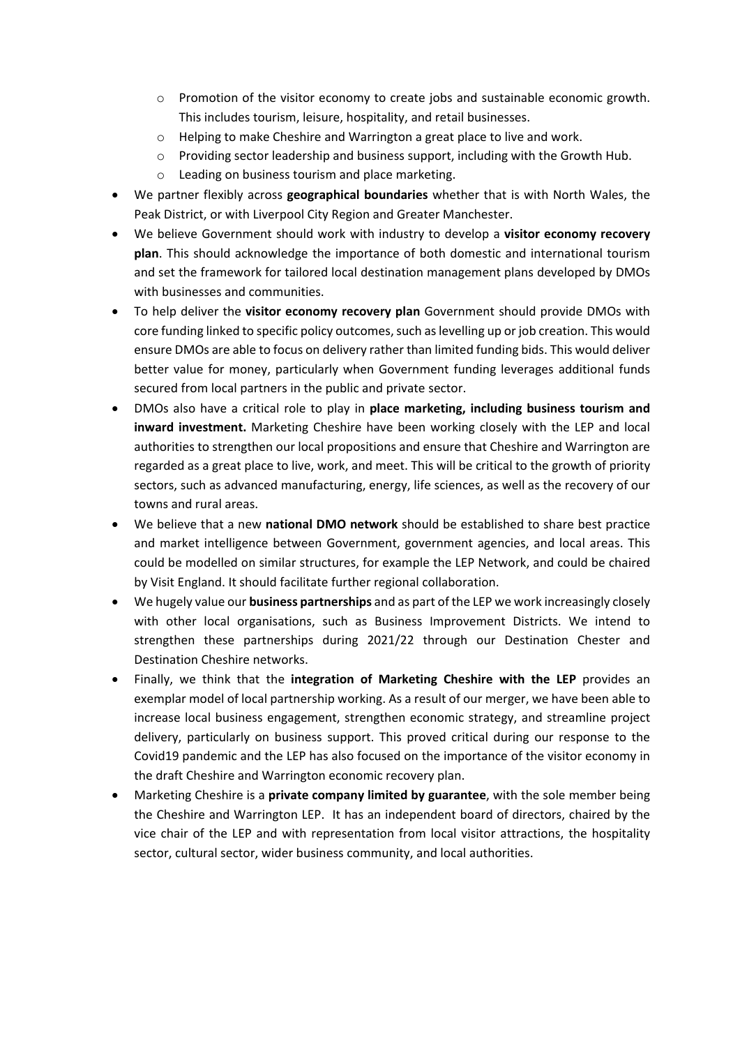- Promotion of the visitor economy to create jobs and sustainable economic growth. This includes tourism, leisure, hospitality, and retail businesses.
    - Helping to make Cheshire and Warrington a great place to live and work.
    - Providing sector leadership and business support, including with the Growth Hub.
    - Leading on business tourism and place marketing.
- We partner flexibly across **geographical boundaries** whether that is with North Wales, the Peak District, or with Liverpool City Region and Greater Manchester.
- We believe Government should work with industry to develop a **visitor economy recovery plan**. This should acknowledge the importance of both domestic and international tourism and set the framework for tailored local destination management plans developed by DMOs with businesses and communities.
- To help deliver the **visitor economy recovery plan** Government should provide DMOs with core funding linked to specific policy outcomes, such as levelling up or job creation. This would ensure DMOs are able to focus on delivery rather than limited funding bids. This would deliver better value for money, particularly when Government funding leverages additional funds secured from local partners in the public and private sector.
- DMOs also have a critical role to play in **place marketing, including business tourism and inward investment.** Marketing Cheshire have been working closely with the LEP and local authorities to strengthen our local propositions and ensure that Cheshire and Warrington are regarded as a great place to live, work, and meet. This will be critical to the growth of priority sectors, such as advanced manufacturing, energy, life sciences, as well as the recovery of our towns and rural areas.
- We believe that a new **national DMO network** should be established to share best practice and market intelligence between Government, government agencies, and local areas. This could be modelled on similar structures, for example the LEP Network, and could be chaired by Visit England. It should facilitate further regional collaboration.
- We hugely value our **business partnerships** and as part of the LEP we work increasingly closely with other local organisations, such as Business Improvement Districts. We intend to strengthen these partnerships during 2021/22 through our Destination Chester and Destination Cheshire networks.
- Finally, we think that the **integration of Marketing Cheshire with the LEP** provides an exemplar model of local partnership working. As a result of our merger, we have been able to increase local business engagement, strengthen economic strategy, and streamline project delivery, particularly on business support. This proved critical during our response to the Covid19 pandemic and the LEP has also focused on the importance of the visitor economy in the draft Cheshire and Warrington economic recovery plan.
- Marketing Cheshire is a **private company limited by guarantee**, with the sole member being the Cheshire and Warrington LEP. It has an independent board of directors, chaired by the vice chair of the LEP and with representation from local visitor attractions, the hospitality sector, cultural sector, wider business community, and local authorities.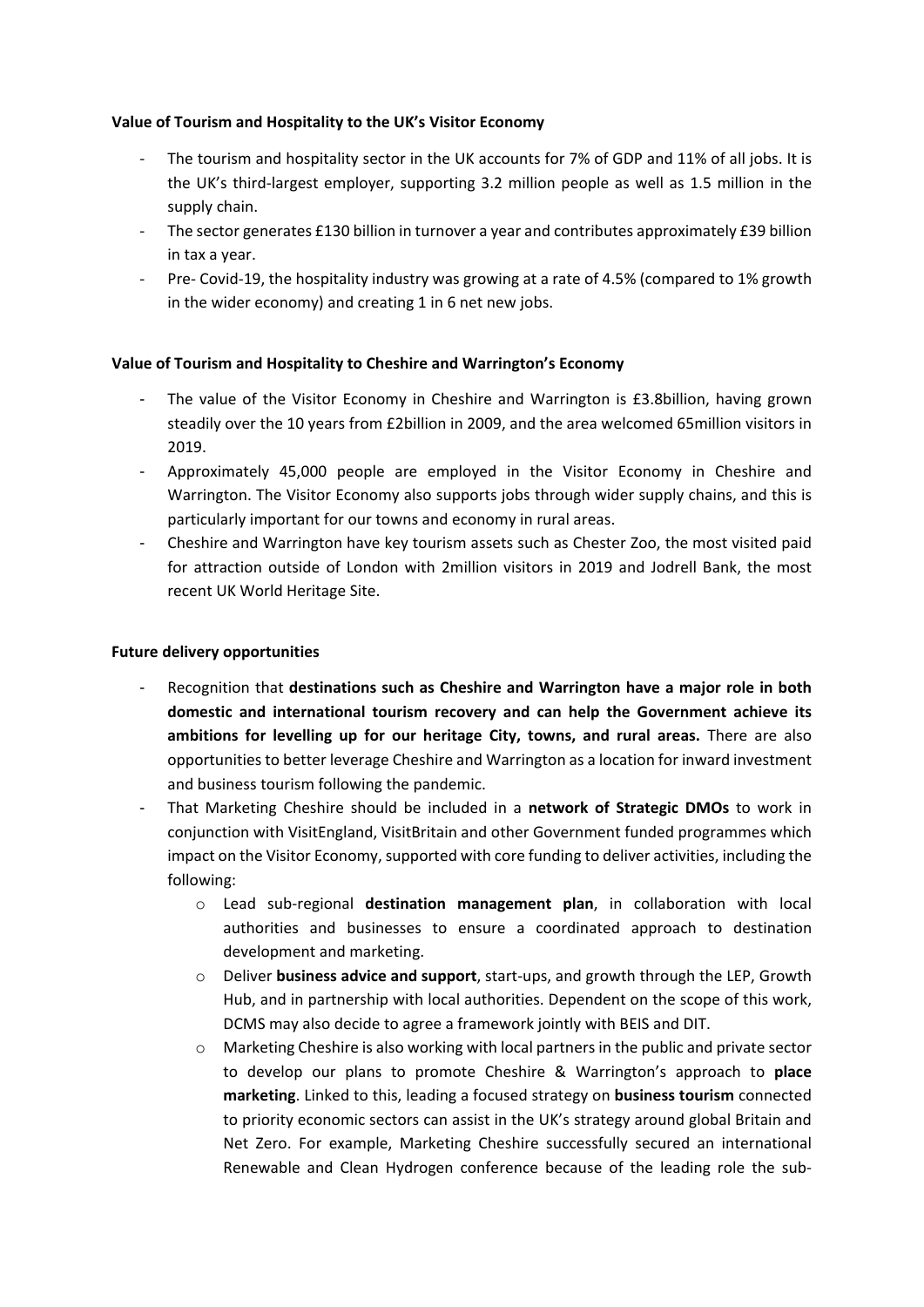**Value of Tourism and Hospitality to the UK's Visitor Economy**

- The tourism and hospitality sector in the UK accounts for 7% of GDP and 11% of all jobs. It is the UK's third-largest employer, supporting 3.2 million people as well as 1.5 million in the supply chain.
- The sector generates £130 billion in turnover a year and contributes approximately £39 billion in tax a year.
- Pre- Covid-19, the hospitality industry was growing at a rate of 4.5% (compared to 1% growth in the wider economy) and creating 1 in 6 net new jobs.

**Value of Tourism and Hospitality to Cheshire and Warrington's Economy**

- The value of the Visitor Economy in Cheshire and Warrington is £3.8billion, having grown steadily over the 10 years from £2billion in 2009, and the area welcomed 65million visitors in 2019.
- Approximately 45,000 people are employed in the Visitor Economy in Cheshire and Warrington. The Visitor Economy also supports jobs through wider supply chains, and this is particularly important for our towns and economy in rural areas.
- Cheshire and Warrington have key tourism assets such as Chester Zoo, the most visited paid for attraction outside of London with 2million visitors in 2019 and Jodrell Bank, the most recent UK World Heritage Site.

**Future delivery opportunities**

- Recognition that **destinations such as Cheshire and Warrington have a major role in both domestic and international tourism recovery and can help the Government achieve its ambitions for levelling up for our heritage City, towns, and rural areas.** There are also opportunities to better leverage Cheshire and Warrington as a location for inward investment and business tourism following the pandemic.
- That Marketing Cheshire should be included in a **network of Strategic DMOs** to work in conjunction with VisitEngland, VisitBritain and other Government funded programmes which impact on the Visitor Economy, supported with core funding to deliver activities, including the following:
    - Lead sub-regional **destination management plan**, in collaboration with local authorities and businesses to ensure a coordinated approach to destination development and marketing.
    - Deliver **business advice and support**, start-ups, and growth through the LEP, Growth Hub, and in partnership with local authorities. Dependent on the scope of this work, DCMS may also decide to agree a framework jointly with BEIS and DIT.
    - Marketing Cheshire is also working with local partners in the public and private sector to develop our plans to promote Cheshire & Warrington's approach to **place marketing**. Linked to this, leading a focused strategy on **business tourism** connected to priority economic sectors can assist in the UK's strategy around global Britain and Net Zero. For example, Marketing Cheshire successfully secured an international Renewable and Clean Hydrogen conference because of the leading role the sub-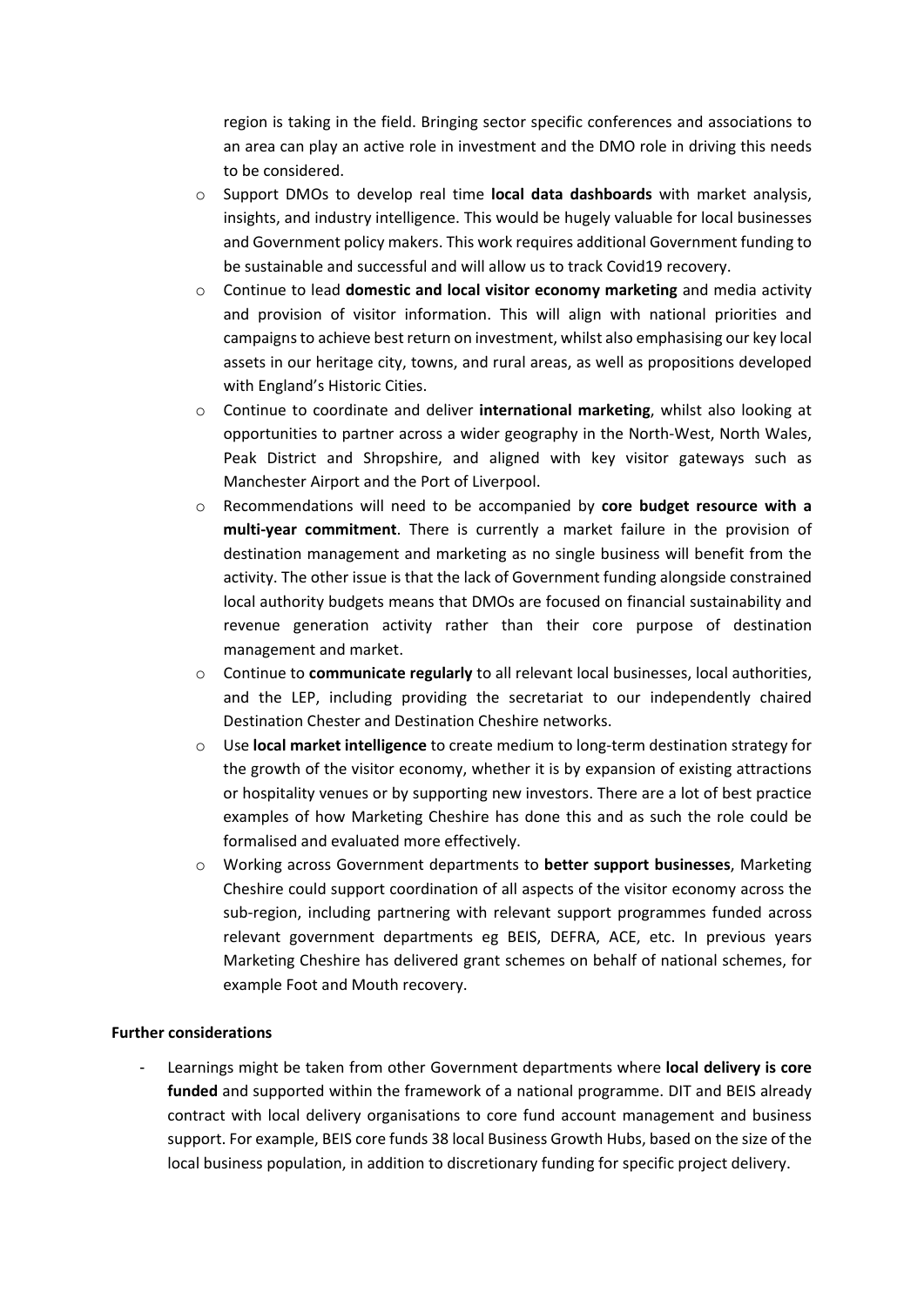region is taking in the field. Bringing sector specific conferences and associations to an area can play an active role in investment and the DMO role in driving this needs to be considered.

- Support DMOs to develop real time **local data dashboards** with market analysis, insights, and industry intelligence. This would be hugely valuable for local businesses and Government policy makers. This work requires additional Government funding to be sustainable and successful and will allow us to track Covid19 recovery.
- Continue to lead **domestic and local visitor economy marketing** and media activity and provision of visitor information. This will align with national priorities and campaigns to achieve best return on investment, whilst also emphasising our key local assets in our heritage city, towns, and rural areas, as well as propositions developed with England's Historic Cities.
- Continue to coordinate and deliver **international marketing**, whilst also looking at opportunities to partner across a wider geography in the North-West, North Wales, Peak District and Shropshire, and aligned with key visitor gateways such as Manchester Airport and the Port of Liverpool.
- Recommendations will need to be accompanied by **core budget resource with a multi-year commitment**. There is currently a market failure in the provision of destination management and marketing as no single business will benefit from the activity. The other issue is that the lack of Government funding alongside constrained local authority budgets means that DMOs are focused on financial sustainability and revenue generation activity rather than their core purpose of destination management and market.
- Continue to **communicate regularly** to all relevant local businesses, local authorities, and the LEP, including providing the secretariat to our independently chaired Destination Chester and Destination Cheshire networks.
- Use **local market intelligence** to create medium to long-term destination strategy for the growth of the visitor economy, whether it is by expansion of existing attractions or hospitality venues or by supporting new investors. There are a lot of best practice examples of how Marketing Cheshire has done this and as such the role could be formalised and evaluated more effectively.
- Working across Government departments to **better support businesses**, Marketing Cheshire could support coordination of all aspects of the visitor economy across the sub-region, including partnering with relevant support programmes funded across relevant government departments eg BEIS, DEFRA, ACE, etc. In previous years Marketing Cheshire has delivered grant schemes on behalf of national schemes, for example Foot and Mouth recovery.

**Further considerations**

- Learnings might be taken from other Government departments where **local delivery is core funded** and supported within the framework of a national programme. DIT and BEIS already contract with local delivery organisations to core fund account management and business support. For example, BEIS core funds 38 local Business Growth Hubs, based on the size of the local business population, in addition to discretionary funding for specific project delivery.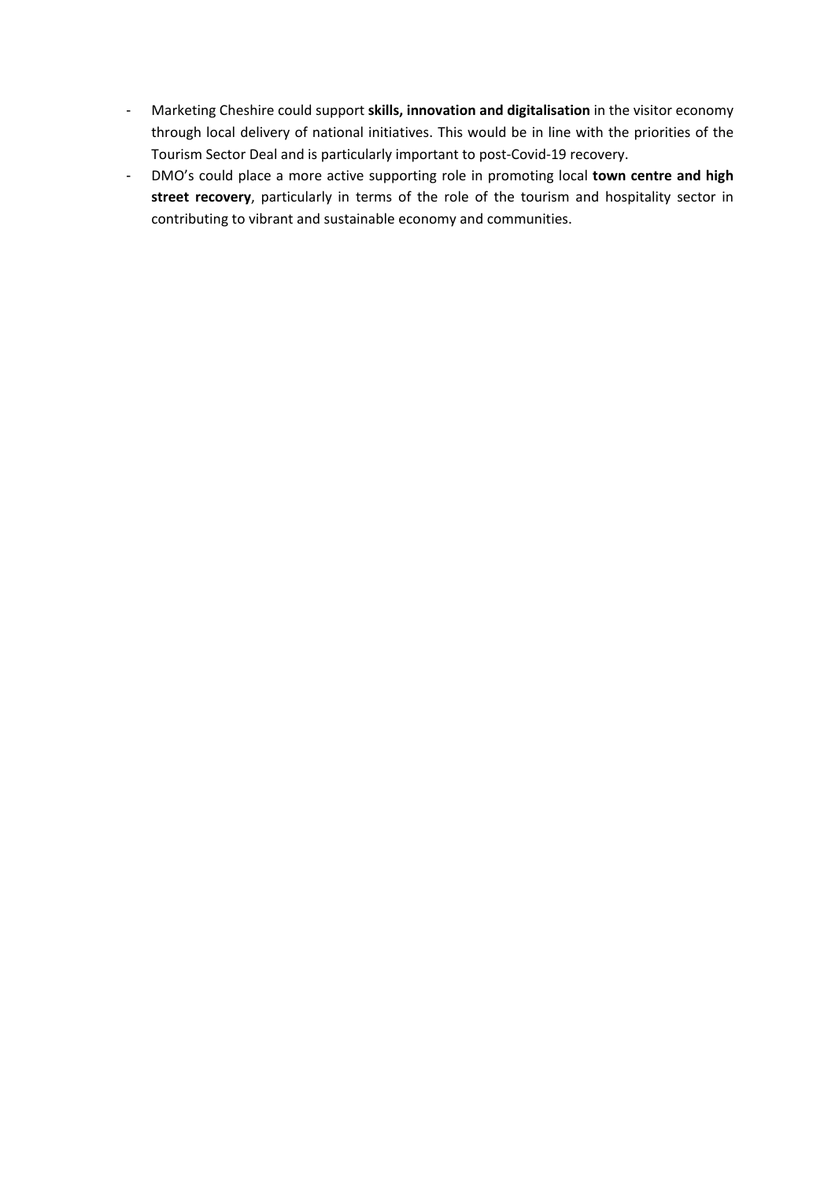- Marketing Cheshire could support **skills, innovation and digitalisation** in the visitor economy through local delivery of national initiatives. This would be in line with the priorities of the Tourism Sector Deal and is particularly important to post-Covid-19 recovery.
- DMO's could place a more active supporting role in promoting local **town centre and high street recovery**, particularly in terms of the role of the tourism and hospitality sector in contributing to vibrant and sustainable economy and communities.